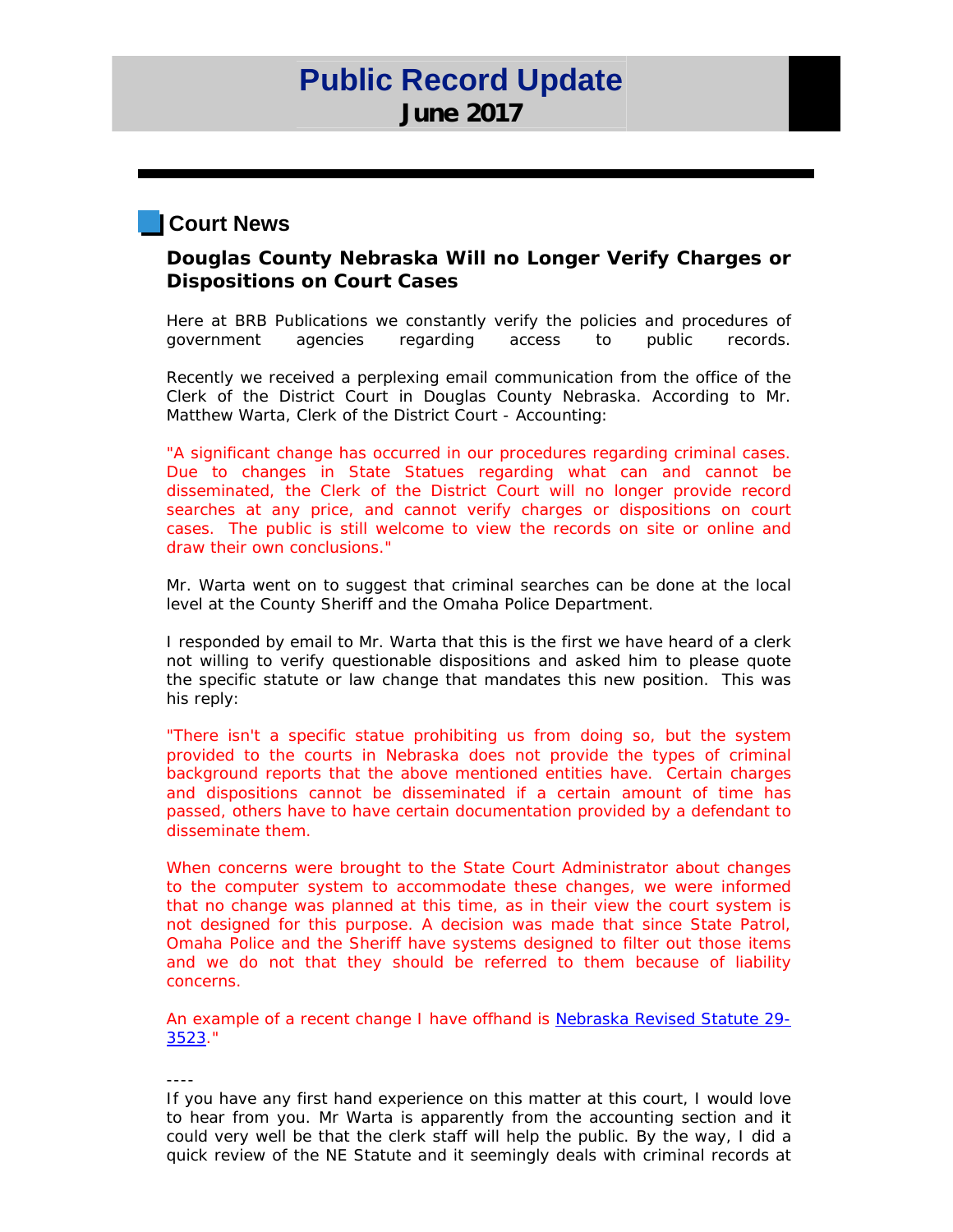# Public Record Update
**June 2017**

## Court News

### Douglas County Nebraska Will no Longer Verify Charges or Dispositions on Court Cases

Here at BRB Publications we constantly verify the policies and procedures of government agencies regarding access to public records.

Recently we received a perplexing email communication from the office of the Clerk of the District Court in Douglas County Nebraska. According to Mr. Matthew Warta, Clerk of the District Court - Accounting:

"A significant change has occurred in our procedures regarding criminal cases. Due to changes in State Statues regarding what can and cannot be disseminated, the Clerk of the District Court will no longer provide record searches at any price, and cannot verify charges or dispositions on court cases. The public is still welcome to view the records on site or online and draw their own conclusions."

Mr. Warta went on to suggest that criminal searches can be done at the local level at the County Sheriff and the Omaha Police Department.

I responded by email to Mr. Warta that this is the first we have heard of a clerk not willing to verify questionable dispositions and asked him to please quote the specific statute or law change that mandates this new position. This was his reply:

"There isn't a specific statue prohibiting us from doing so, but the system provided to the courts in Nebraska does not provide the types of criminal background reports that the above mentioned entities have. Certain charges and dispositions cannot be disseminated if a certain amount of time has passed, others have to have certain documentation provided by a defendant to disseminate them.

When concerns were brought to the State Court Administrator about changes to the computer system to accommodate these changes, we were informed that no change was planned at this time, as in their view the court system is not designed for this purpose. A decision was made that since State Patrol, Omaha Police and the Sheriff have systems designed to filter out those items and we do not that they should be referred to them because of liability concerns.

An example of a recent change I have offhand is Nebraska Revised Statute 29-3523."

----

If you have any first hand experience on this matter at this court, I would love to hear from you. Mr Warta is apparently from the accounting section and it could very well be that the clerk staff will help the public. By the way, I did a quick review of the NE Statute and it seemingly deals with criminal records at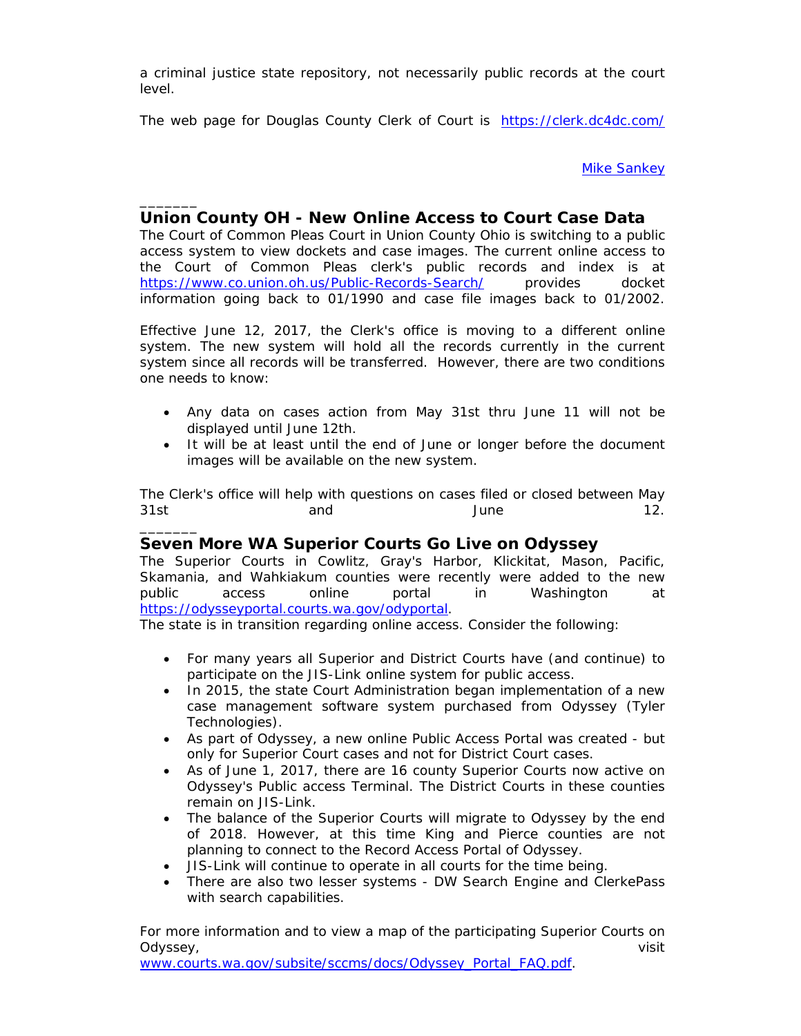a criminal justice state repository, not necessarily public records at the court level.

The web page for Douglas County Clerk of Court is https://clerk.dc4dc.com/

Mike Sankey

_______

## Union County OH - New Online Access to Court Case Data

The Court of Common Pleas Court in Union County Ohio is switching to a public access system to view dockets and case images. The current online access to the Court of Common Pleas clerk's public records and index is at https://www.co.union.oh.us/Public-Records-Search/ provides docket information going back to 01/1990 and case file images back to 01/2002.

Effective June 12, 2017, the Clerk's office is moving to a different online system. The new system will hold all the records currently in the current system since all records will be transferred. However, there are two conditions one needs to know:

- Any data on cases action from May 31st thru June 11 will not be displayed until June 12th.
- It will be at least until the end of June or longer before the document images will be available on the new system.

The Clerk's office will help with questions on cases filed or closed between May 31st and June 12.

_______

## Seven More WA Superior Courts Go Live on Odyssey

The Superior Courts in Cowlitz, Gray's Harbor, Klickitat, Mason, Pacific, Skamania, and Wahkiakum counties were recently were added to the new public access online portal in Washington at https://odysseyportal.courts.wa.gov/odyportal.

The state is in transition regarding online access. Consider the following:

- For many years all Superior and District Courts have (and continue) to participate on the JIS-Link online system for public access.
- In 2015, the state Court Administration began implementation of a new case management software system purchased from Odyssey (Tyler Technologies).
- As part of Odyssey, a new online Public Access Portal was created - but only for Superior Court cases and not for District Court cases.
- As of June 1, 2017, there are 16 county Superior Courts now active on Odyssey's Public access Terminal. The District Courts in these counties remain on JIS-Link.
- The balance of the Superior Courts will migrate to Odyssey by the end of 2018. However, at this time King and Pierce counties are not planning to connect to the Record Access Portal of Odyssey.
- JIS-Link will continue to operate in all courts for the time being.
- There are also two lesser systems - DW Search Engine and ClerkePass with search capabilities.

For more information and to view a map of the participating Superior Courts on Odyssey, visit www.courts.wa.gov/subsite/sccms/docs/Odyssey_Portal_FAQ.pdf.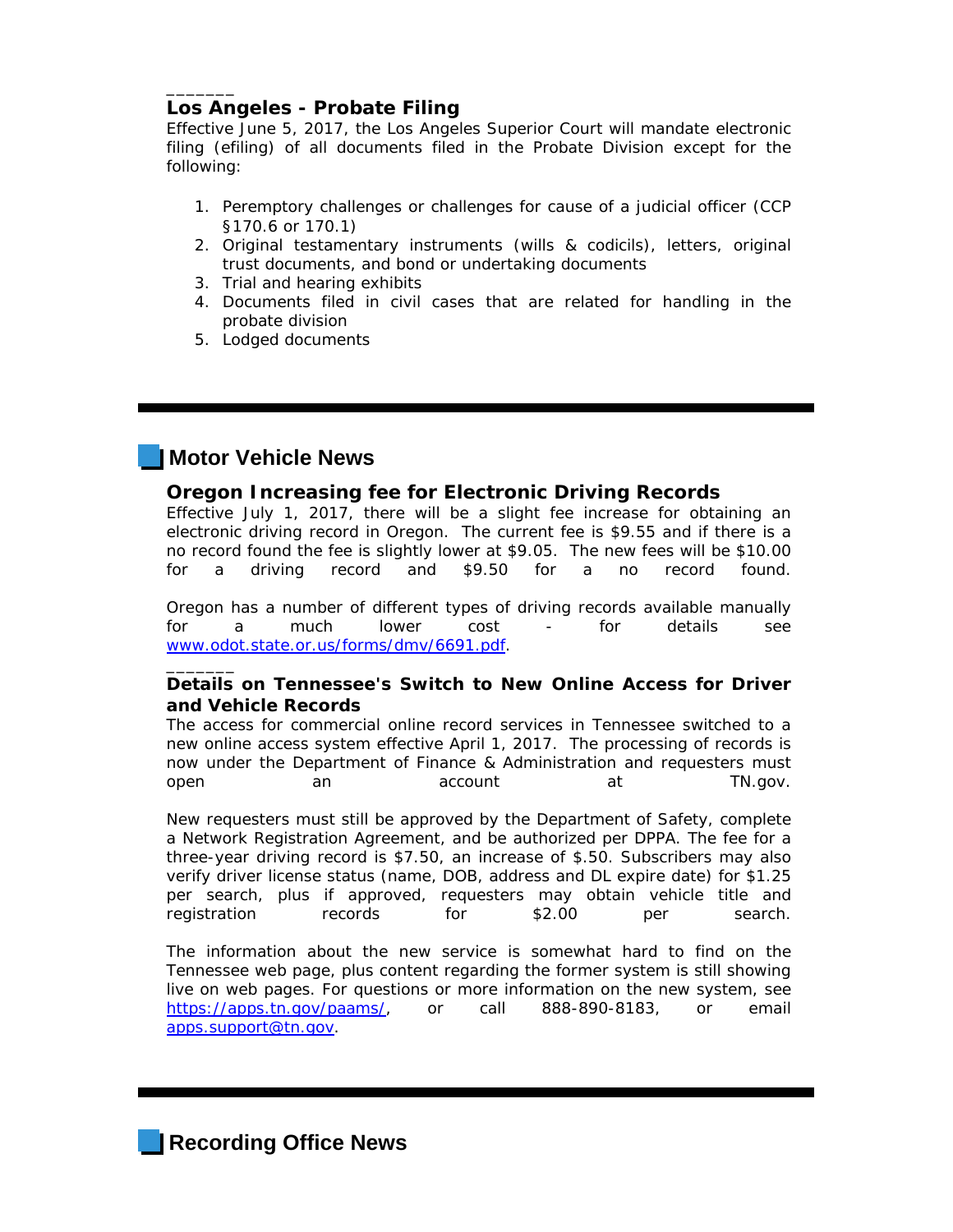_______

### Los Angeles - Probate Filing

Effective June 5, 2017, the Los Angeles Superior Court will mandate electronic filing (efiling) of all documents filed in the Probate Division except for the following:

1. Peremptory challenges or challenges for cause of a judicial officer (CCP §170.6 or 170.1)
2. Original testamentary instruments (wills & codicils), letters, original trust documents, and bond or undertaking documents
3. Trial and hearing exhibits
4. Documents filed in civil cases that are related for handling in the probate division
5. Lodged documents

---

## Motor Vehicle News

### Oregon Increasing fee for Electronic Driving Records

Effective July 1, 2017, there will be a slight fee increase for obtaining an electronic driving record in Oregon. The current fee is $9.55 and if there is a no record found the fee is slightly lower at $9.05. The new fees will be $10.00 for a driving record and $9.50 for a no record found.

Oregon has a number of different types of driving records available manually for a much lower cost - for details see [www.odot.state.or.us/forms/dmv/6691.pdf](www.odot.state.or.us/forms/dmv/6691.pdf).

_______

### Details on Tennessee's Switch to New Online Access for Driver and Vehicle Records

The access for commercial online record services in Tennessee switched to a new online access system effective April 1, 2017. The processing of records is now under the Department of Finance & Administration and requesters must open an account at TN.gov.

New requesters must still be approved by the Department of Safety, complete a Network Registration Agreement, and be authorized per DPPA. The fee for a three-year driving record is $7.50, an increase of $.50. Subscribers may also verify driver license status (name, DOB, address and DL expire date) for $1.25 per search, plus if approved, requesters may obtain vehicle title and registration records for $2.00 per search.

The information about the new service is somewhat hard to find on the Tennessee web page, plus content regarding the former system is still showing live on web pages. For questions or more information on the new system, see [https://apps.tn.gov/paams/](https://apps.tn.gov/paams/), or call 888-890-8183, or email [apps.support@tn.gov](mailto:apps.support@tn.gov).

---

## Recording Office News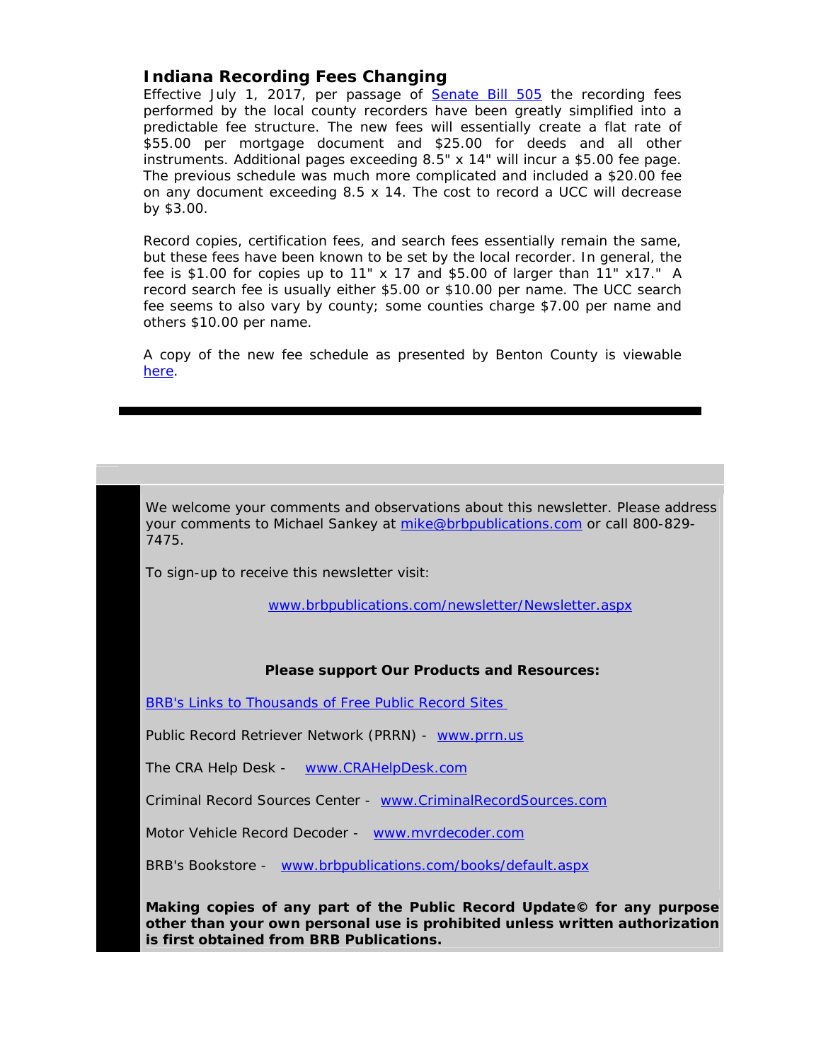### Indiana Recording Fees Changing

Effective July 1, 2017, per passage of [Senate Bill 505] the recording fees performed by the local county recorders have been greatly simplified into a predictable fee structure. The new fees will essentially create a flat rate of $55.00 per mortgage document and $25.00 for deeds and all other instruments. Additional pages exceeding 8.5" x 14" will incur a $5.00 fee page. The previous schedule was much more complicated and included a $20.00 fee on any document exceeding 8.5 x 14. The cost to record a UCC will decrease by $3.00.

Record copies, certification fees, and search fees essentially remain the same, but these fees have been known to be set by the local recorder. In general, the fee is $1.00 for copies up to 11" x 17 and $5.00 of larger than 11" x17." A record search fee is usually either $5.00 or $10.00 per name. The UCC search fee seems to also vary by county; some counties charge $7.00 per name and others $10.00 per name.

A copy of the new fee schedule as presented by Benton County is viewable here.

---

We welcome your comments and observations about this newsletter. Please address your comments to Michael Sankey at mike@brbpublications.com or call 800-829-7475.

To sign-up to receive this newsletter visit:

www.brbpublications.com/newsletter/Newsletter.aspx

**Please support Our Products and Resources:**

BRB's Links to Thousands of Free Public Record Sites

Public Record Retriever Network (PRRN) - www.prrn.us

The CRA Help Desk - www.CRAHelpDesk.com

Criminal Record Sources Center - www.CriminalRecordSources.com

Motor Vehicle Record Decoder - www.mvrdecoder.com

BRB's Bookstore - www.brbpublications.com/books/default.aspx

**Making copies of any part of the Public Record Update© for any purpose other than your own personal use is prohibited unless written authorization is first obtained from BRB Publications.**